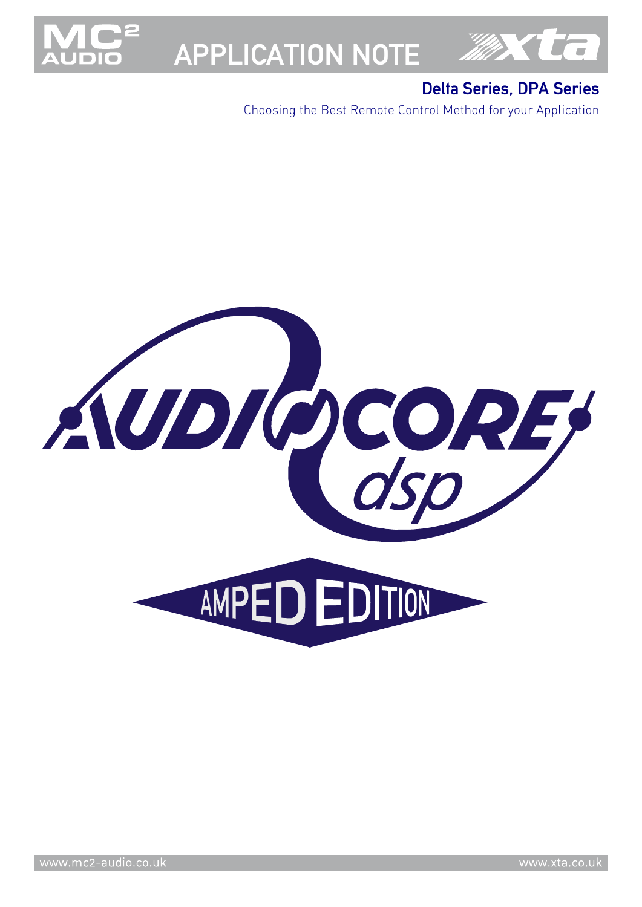# APPLICATION NOTE

## Delta Series, DPA Series

Choosing the Best Remote Control Method for your Application

AUDIOCORE dsp

AMPED EDITION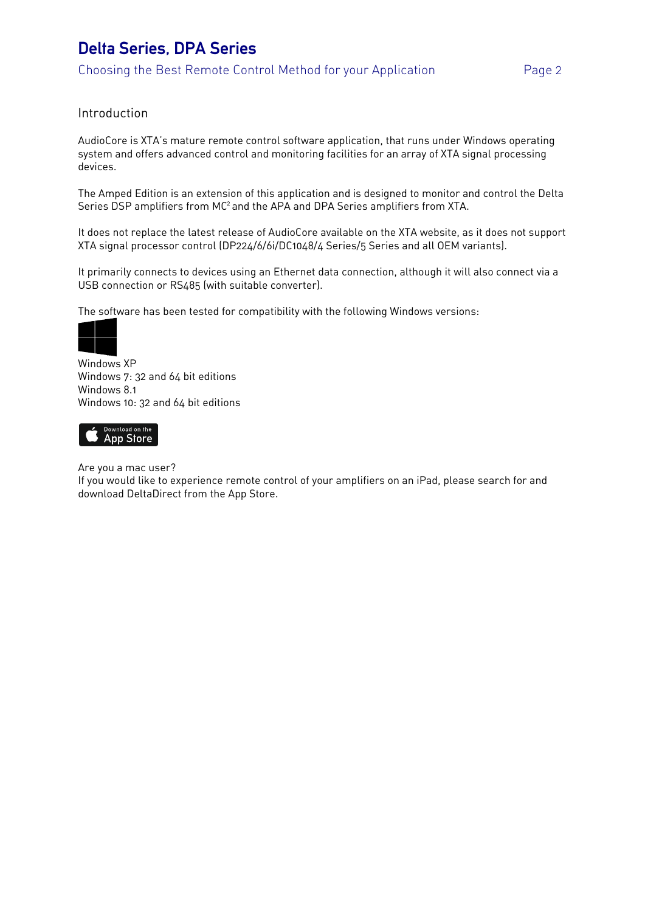## Introduction

AudioCore is XTA's mature remote control software application, that runs under Windows operating system and offers advanced control and monitoring facilities for an array of XTA signal processing devices.

The Amped Edition is an extension of this application and is designed to monitor and control the Delta Series DSP amplifiers from MC$^2$ and the APA and DPA Series amplifiers from XTA.

It does not replace the latest release of AudioCore available on the XTA website, as it does not support XTA signal processor control (DP224/6/6i/DC1048/4 Series/5 Series and all OEM variants).

It primarily connects to devices using an Ethernet data connection, although it will also connect via a USB connection or RS485 (with suitable converter).

The software has been tested for compatibility with the following Windows versions:

Windows XP
Windows 7: 32 and 64 bit editions
Windows 8.1
Windows 10: 32 and 64 bit editions

Download on the App Store

Are you a mac user?
If you would like to experience remote control of your amplifiers on an iPad, please search for and download DeltaDirect from the App Store.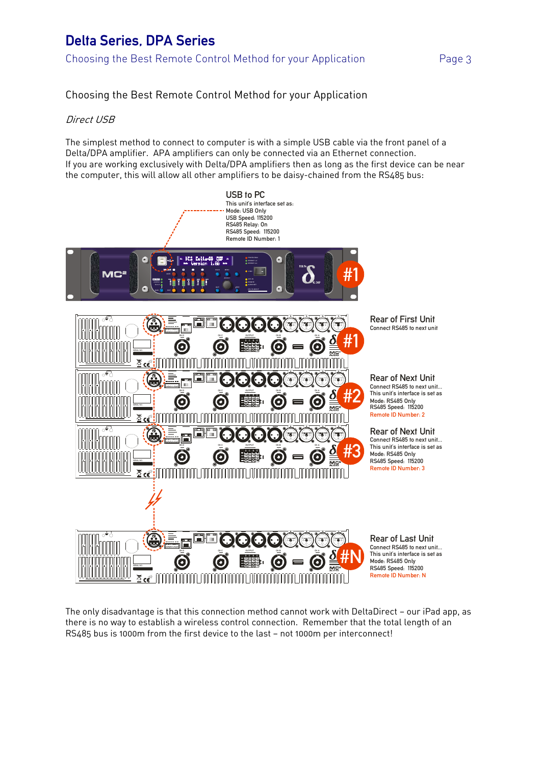## Choosing the Best Remote Control Method for your Application

*Direct USB*

The simplest method to connect to computer is with a simple USB cable via the front panel of a Delta/DPA amplifier. APA amplifiers can only be connected via an Ethernet connection.
If you are working exclusively with Delta/DPA amplifiers then as long as the first device can be near the computer, this will allow all other amplifiers to be daisy-chained from the RS485 bus:

**USB to PC**
This unit's interface set as:
Mode: USB Only
USB Speed: 115200
RS485 Relay: On
RS485 Speed: 115200
Remote ID Number: 1

#1

**Rear of First Unit**
Connect RS485 to next unit

#2

**Rear of Next Unit**
Connect RS485 to next unit...
This unit's interface is set as
Mode: RS485 Only
RS485 Speed: 115200
Remote ID Number: 2

#3

**Rear of Next Unit**
Connect RS485 to next unit...
This unit's interface is set as
Mode: RS485 Only
RS485 Speed: 115200
Remote ID Number: 3

#N

**Rear of Last Unit**
Connect RS485 to next unit...
This unit's interface is set as
Mode: RS485 Only
RS485 Speed: 115200
Remote ID Number: N

The only disadvantage is that this connection method cannot work with DeltaDirect – our iPad app, as there is no way to establish a wireless control connection. Remember that the total length of an RS485 bus is 1000m from the first device to the last – not 1000m per interconnect!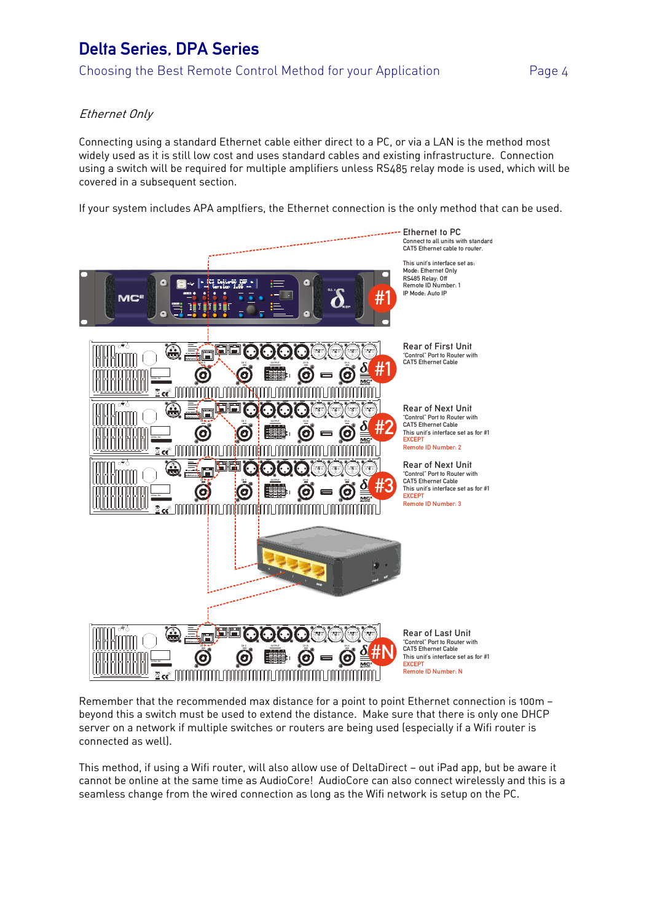*Ethernet Only*

Connecting using a standard Ethernet cable either direct to a PC, or via a LAN is the method most widely used as it is still low cost and uses standard cables and existing infrastructure. Connection using a switch will be required for multiple amplifiers unless RS485 relay mode is used, which will be covered in a subsequent section.

If your system includes APA amplfiers, the Ethernet connection is the only method that can be used.

Ethernet to PC
Connect to all units with standard CAT5 Ethernet cable to router.

This unit's interface set as:
Mode: Ethernet Only
RS485 Relay: Off
Remote ID Number: 1
IP Mode: Auto IP

Rear of First Unit
"Control" Port to Router with CAT5 Ethernet Cable

Rear of Next Unit
"Control" Port to Router with CAT5 Ethernet Cable
This unit's interface set as for #1
EXCEPT
Remote ID Number: 2

Rear of Next Unit
"Control" Port to Router with CAT5 Ethernet Cable
This unit's interface set as for #1
EXCEPT
Remote ID Number: 3

Rear of Last Unit
"Control" Port to Router with CAT5 Ethernet Cable
This unit's interface set as for #1
EXCEPT
Remote ID Number: N

Remember that the recommended max distance for a point to point Ethernet connection is 100m – beyond this a switch must be used to extend the distance. Make sure that there is only one DHCP server on a network if multiple switches or routers are being used (especially if a Wifi router is connected as well).

This method, if using a Wifi router, will also allow use of DeltaDirect – out iPad app, but be aware it cannot be online at the same time as AudioCore! AudioCore can also connect wirelessly and this is a seamless change from the wired connection as long as the Wifi network is setup on the PC.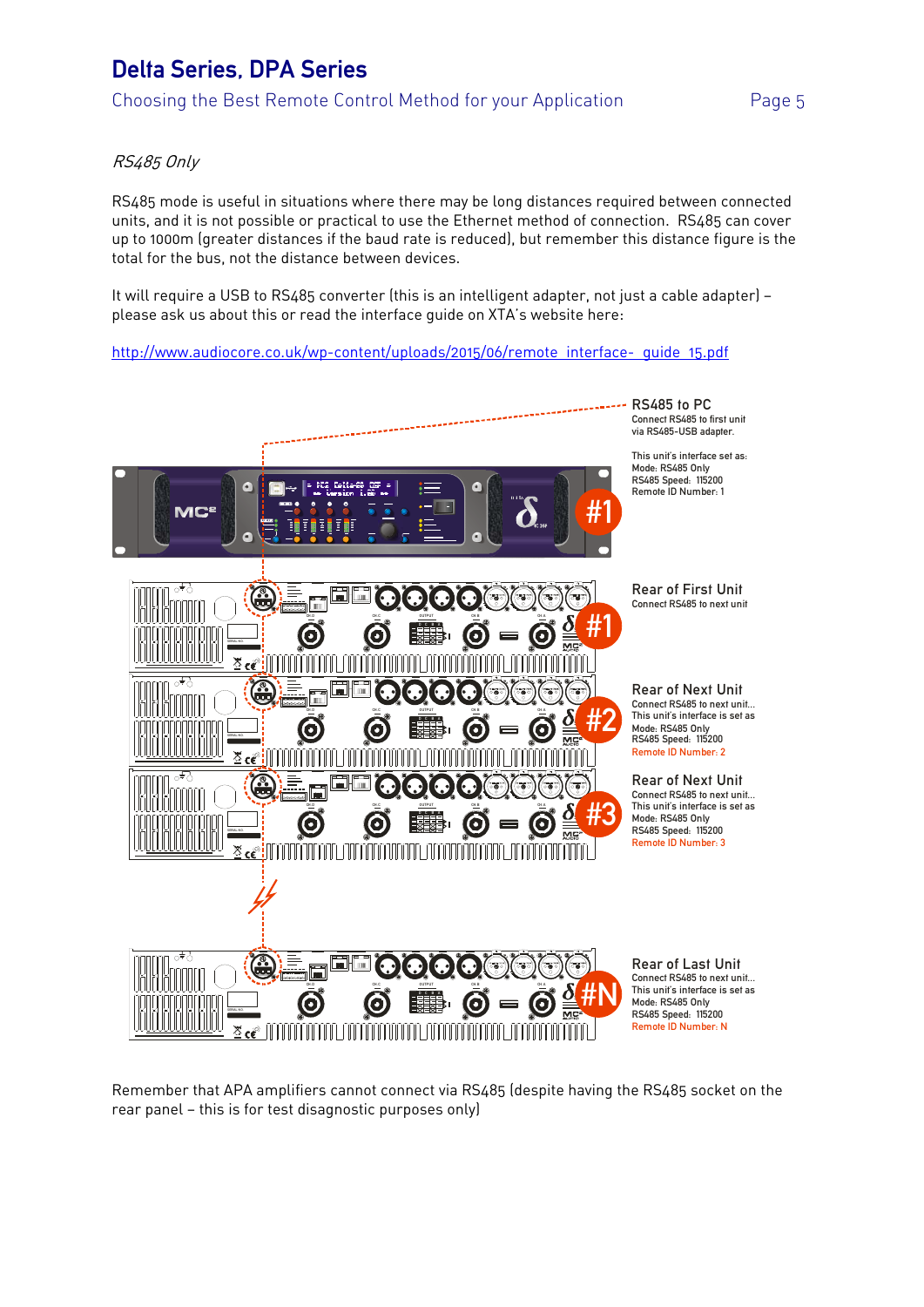*RS485 Only*

RS485 mode is useful in situations where there may be long distances required between connected units, and it is not possible or practical to use the Ethernet method of connection. RS485 can cover up to 1000m (greater distances if the baud rate is reduced), but remember this distance figure is the total for the bus, not the distance between devices.

It will require a USB to RS485 converter (this is an intelligent adapter, not just a cable adapter) – please ask us about this or read the interface guide on XTA's website here:

[http://www.audiocore.co.uk/wp-content/uploads/2015/06/remote_interface-_guide_15.pdf](http://www.audiocore.co.uk/wp-content/uploads/2015/06/remote_interface-_guide_15.pdf)

**RS485 to PC**
Connect RS485 to first unit via RS485-USB adapter.

This unit's interface set as:
Mode: RS485 Only
RS485 Speed: 115200
Remote ID Number: 1

**Rear of First Unit**
Connect RS485 to next unit

**Rear of Next Unit**
Connect RS485 to next unit...
This unit's interface is set as
Mode: RS485 Only
RS485 Speed: 115200
Remote ID Number: 2

**Rear of Next Unit**
Connect RS485 to next unit...
This unit's interface is set as
Mode: RS485 Only
RS485 Speed: 115200
Remote ID Number: 3

**Rear of Last Unit**
Connect RS485 to next unit...
This unit's interface is set as
Mode: RS485 Only
RS485 Speed: 115200
Remote ID Number: N

Remember that APA amplifiers cannot connect via RS485 (despite having the RS485 socket on the rear panel – this is for test disagnostic purposes only)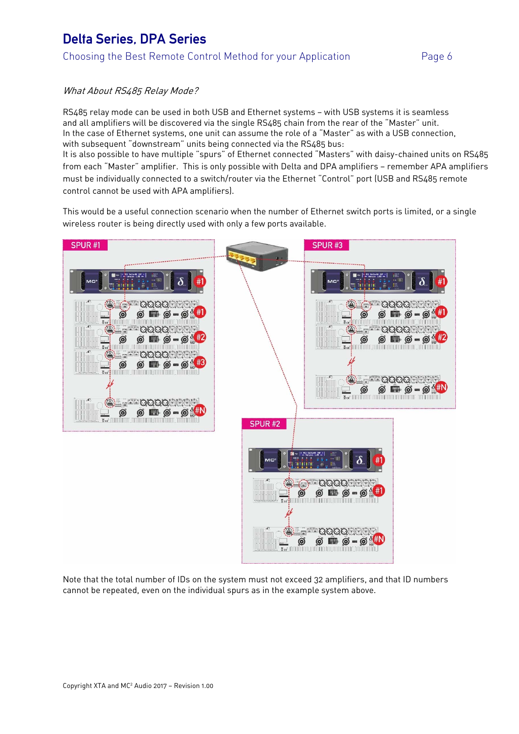*What About RS485 Relay Mode?*

RS485 relay mode can be used in both USB and Ethernet systems – with USB systems it is seamless and all amplifiers will be discovered via the single RS485 chain from the rear of the "Master" unit.
In the case of Ethernet systems, one unit can assume the role of a "Master" as with a USB connection, with subsequent "downstream" units being connected via the RS485 bus:
It is also possible to have multiple "spurs" of Ethernet connected "Masters" with daisy-chained units on RS485 from each "Master" amplifier. This is only possible with Delta and DPA amplifiers – remember APA amplifiers must be individually connected to a switch/router via the Ethernet "Control" port (USB and RS485 remote control cannot be used with APA amplifiers).

This would be a useful connection scenario when the number of Ethernet switch ports is limited, or a single wireless router is being directly used with only a few ports available.

SPUR #1
#1
#1
#2
#3
#N

SPUR #3
#1
#1
#2
#N

SPUR #2
#1
#1
#N

Note that the total number of IDs on the system must not exceed 32 amplifiers, and that ID numbers cannot be repeated, even on the individual spurs as in the example system above.

Copyright XTA and MC² Audio 2017 – Revision 1.00